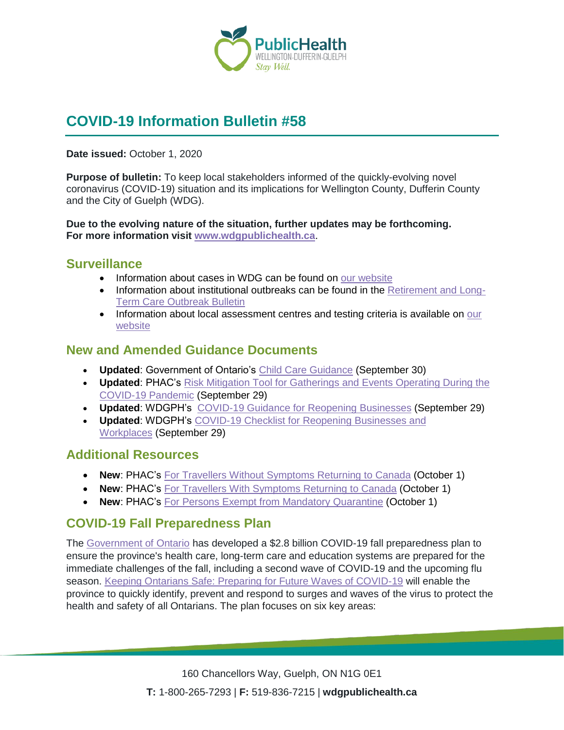# COVID-19 Information Bulletin #58

**Date issued:** October 1, 2020

**Purpose of bulletin:** To keep local stakeholders informed of the quickly-evolving novel coronavirus (COVID-19) situation and its implications for Wellington County, Dufferin County and the City of Guelph (WDG).

**Due to the evolving nature of the situation, further updates may be forthcoming. For more information visit www.wdgpublichealth.ca.**

## Surveillance

- Information about cases in WDG can be found on our website
- Information about institutional outbreaks can be found in the Retirement and Long-Term Care Outbreak Bulletin
- Information about local assessment centres and testing criteria is available on our website

## New and Amended Guidance Documents

- **Updated**: Government of Ontario's Child Care Guidance (September 30)
- **Updated**: PHAC's Risk Mitigation Tool for Gatherings and Events Operating During the COVID-19 Pandemic (September 29)
- **Updated**: WDGPH's COVID-19 Guidance for Reopening Businesses (September 29)
- **Updated**: WDGPH's COVID-19 Checklist for Reopening Businesses and Workplaces (September 29)

## Additional Resources

- **New**: PHAC's For Travellers Without Symptoms Returning to Canada (October 1)
- **New**: PHAC's For Travellers With Symptoms Returning to Canada (October 1)
- **New**: PHAC's For Persons Exempt from Mandatory Quarantine (October 1)

## COVID-19 Fall Preparedness Plan

The Government of Ontario has developed a $2.8 billion COVID-19 fall preparedness plan to ensure the province's health care, long-term care and education systems are prepared for the immediate challenges of the fall, including a second wave of COVID-19 and the upcoming flu season. Keeping Ontarians Safe: Preparing for Future Waves of COVID-19 will enable the province to quickly identify, prevent and respond to surges and waves of the virus to protect the health and safety of all Ontarians. The plan focuses on six key areas: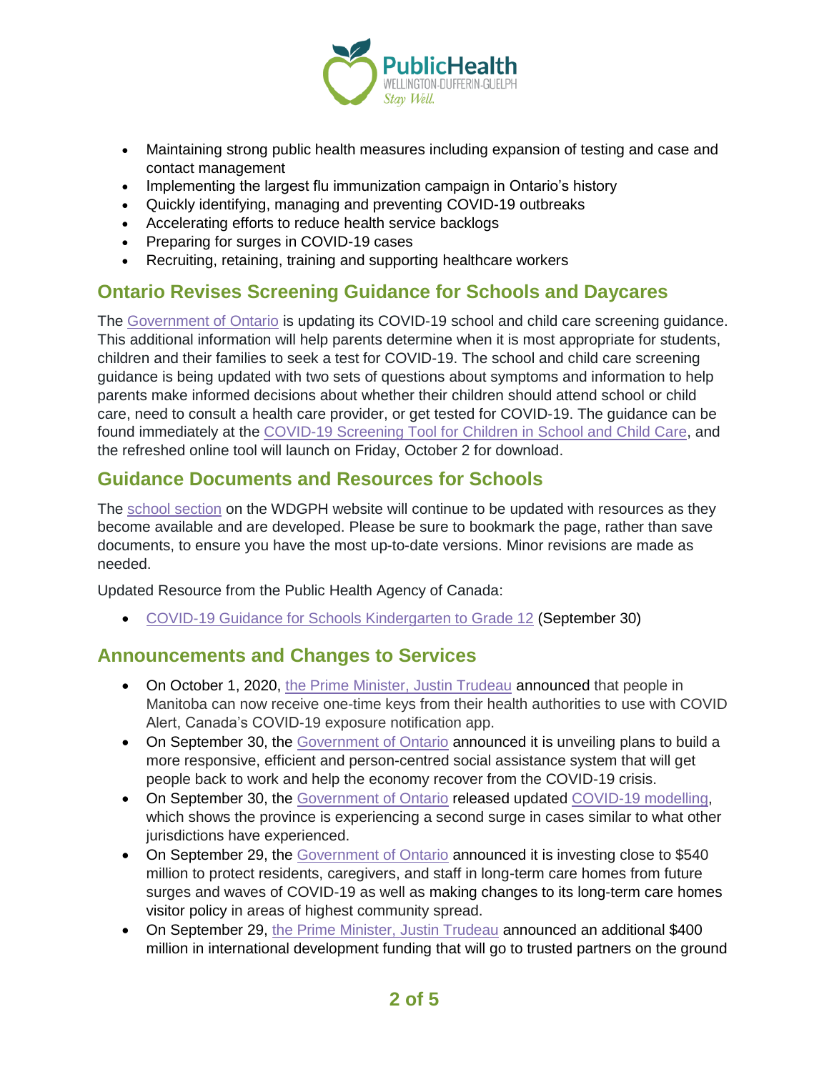- Maintaining strong public health measures including expansion of testing and case and contact management
- Implementing the largest flu immunization campaign in Ontario's history
- Quickly identifying, managing and preventing COVID-19 outbreaks
- Accelerating efforts to reduce health service backlogs
- Preparing for surges in COVID-19 cases
- Recruiting, retaining, training and supporting healthcare workers

## Ontario Revises Screening Guidance for Schools and Daycares

The Government of Ontario is updating its COVID-19 school and child care screening guidance. This additional information will help parents determine when it is most appropriate for students, children and their families to seek a test for COVID-19. The school and child care screening guidance is being updated with two sets of questions about symptoms and information to help parents make informed decisions about whether their children should attend school or child care, need to consult a health care provider, or get tested for COVID-19. The guidance can be found immediately at the COVID-19 Screening Tool for Children in School and Child Care, and the refreshed online tool will launch on Friday, October 2 for download.

## Guidance Documents and Resources for Schools

The school section on the WDGPH website will continue to be updated with resources as they become available and are developed. Please be sure to bookmark the page, rather than save documents, to ensure you have the most up-to-date versions. Minor revisions are made as needed.

Updated Resource from the Public Health Agency of Canada:

- COVID-19 Guidance for Schools Kindergarten to Grade 12 (September 30)

## Announcements and Changes to Services

- On October 1, 2020, the Prime Minister, Justin Trudeau announced that people in Manitoba can now receive one-time keys from their health authorities to use with COVID Alert, Canada's COVID-19 exposure notification app.
- On September 30, the Government of Ontario announced it is unveiling plans to build a more responsive, efficient and person-centred social assistance system that will get people back to work and help the economy recover from the COVID-19 crisis.
- On September 30, the Government of Ontario released updated COVID-19 modelling, which shows the province is experiencing a second surge in cases similar to what other jurisdictions have experienced.
- On September 29, the Government of Ontario announced it is investing close to $540 million to protect residents, caregivers, and staff in long-term care homes from future surges and waves of COVID-19 as well as making changes to its long-term care homes visitor policy in areas of highest community spread.
- On September 29, the Prime Minister, Justin Trudeau announced an additional $400 million in international development funding that will go to trusted partners on the ground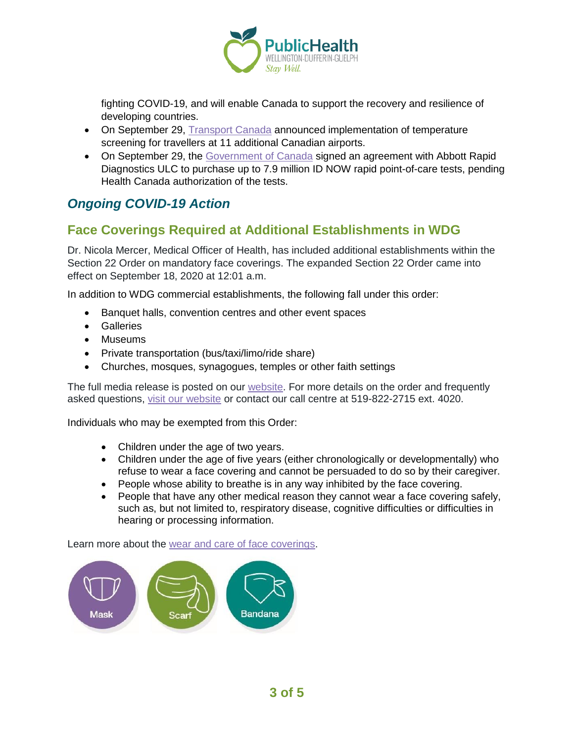fighting COVID-19, and will enable Canada to support the recovery and resilience of developing countries.

- On September 29, Transport Canada announced implementation of temperature screening for travellers at 11 additional Canadian airports.
- On September 29, the Government of Canada signed an agreement with Abbott Rapid Diagnostics ULC to purchase up to 7.9 million ID NOW rapid point-of-care tests, pending Health Canada authorization of the tests.

## *Ongoing COVID-19 Action*

## Face Coverings Required at Additional Establishments in WDG

Dr. Nicola Mercer, Medical Officer of Health, has included additional establishments within the Section 22 Order on mandatory face coverings. The expanded Section 22 Order came into effect on September 18, 2020 at 12:01 a.m.

In addition to WDG commercial establishments, the following fall under this order:

- Banquet halls, convention centres and other event spaces
- Galleries
- Museums
- Private transportation (bus/taxi/limo/ride share)
- Churches, mosques, synagogues, temples or other faith settings

The full media release is posted on our website. For more details on the order and frequently asked questions, visit our website or contact our call centre at 519-822-2715 ext. 4020.

Individuals who may be exempted from this Order:

- Children under the age of two years.
- Children under the age of five years (either chronologically or developmentally) who refuse to wear a face covering and cannot be persuaded to do so by their caregiver.
- People whose ability to breathe is in any way inhibited by the face covering.
- People that have any other medical reason they cannot wear a face covering safely, such as, but not limited to, respiratory disease, cognitive difficulties or difficulties in hearing or processing information.

Learn more about the wear and care of face coverings.

Mask Scarf Bandana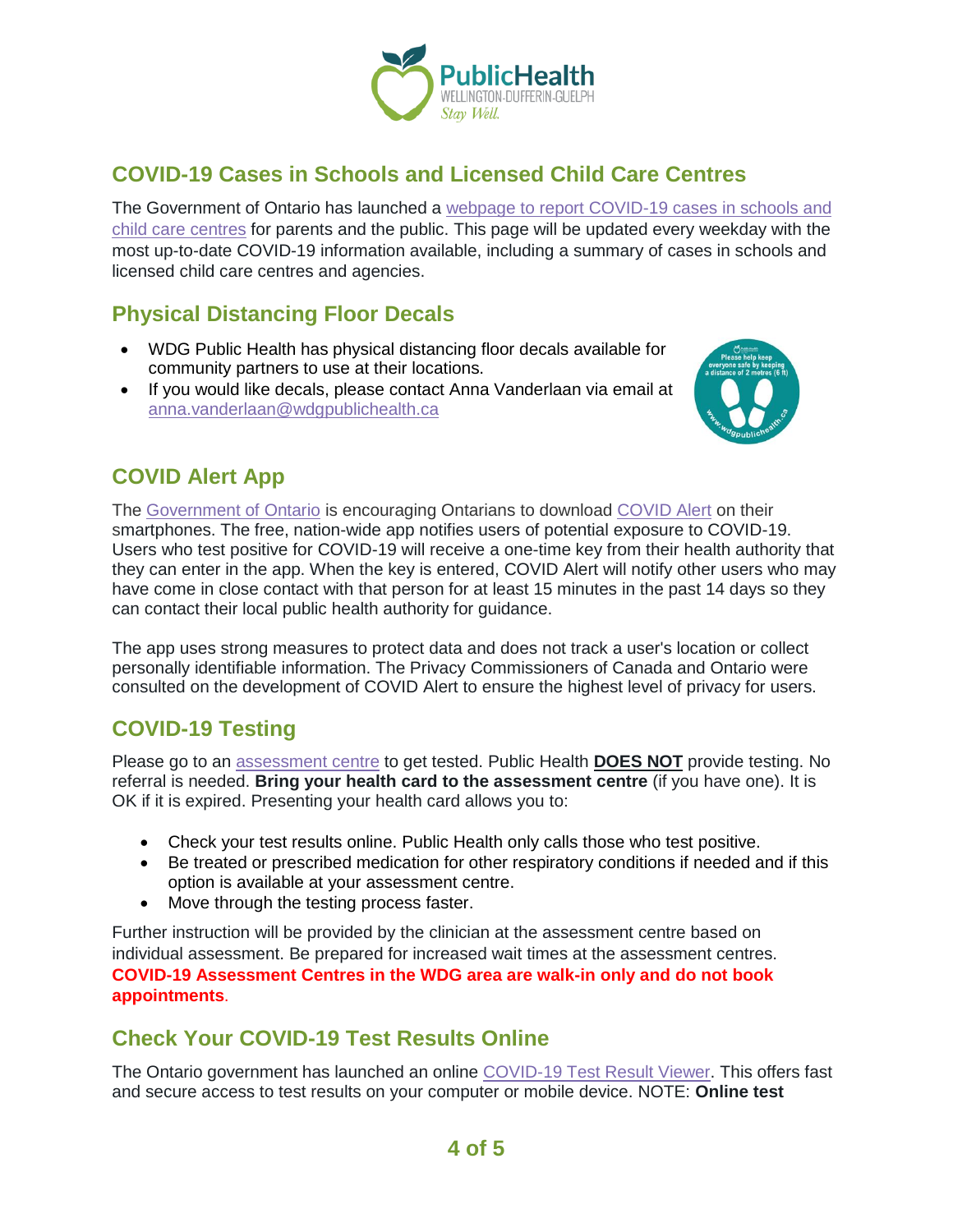## COVID-19 Cases in Schools and Licensed Child Care Centres

The Government of Ontario has launched a webpage to report COVID-19 cases in schools and child care centres for parents and the public. This page will be updated every weekday with the most up-to-date COVID-19 information available, including a summary of cases in schools and licensed child care centres and agencies.

## Physical Distancing Floor Decals

- WDG Public Health has physical distancing floor decals available for community partners to use at their locations.
- If you would like decals, please contact Anna Vanderlaan via email at anna.vanderlaan@wdgpublichealth.ca

## COVID Alert App

The Government of Ontario is encouraging Ontarians to download COVID Alert on their smartphones. The free, nation-wide app notifies users of potential exposure to COVID-19. Users who test positive for COVID-19 will receive a one-time key from their health authority that they can enter in the app. When the key is entered, COVID Alert will notify other users who may have come in close contact with that person for at least 15 minutes in the past 14 days so they can contact their local public health authority for guidance.

The app uses strong measures to protect data and does not track a user's location or collect personally identifiable information. The Privacy Commissioners of Canada and Ontario were consulted on the development of COVID Alert to ensure the highest level of privacy for users.

## COVID-19 Testing

Please go to an assessment centre to get tested. Public Health **DOES NOT** provide testing. No referral is needed. **Bring your health card to the assessment centre** (if you have one). It is OK if it is expired. Presenting your health card allows you to:

- Check your test results online. Public Health only calls those who test positive.
- Be treated or prescribed medication for other respiratory conditions if needed and if this option is available at your assessment centre.
- Move through the testing process faster.

Further instruction will be provided by the clinician at the assessment centre based on individual assessment. Be prepared for increased wait times at the assessment centres. **COVID-19 Assessment Centres in the WDG area are walk-in only and do not book appointments**.

## Check Your COVID-19 Test Results Online

The Ontario government has launched an online COVID-19 Test Result Viewer. This offers fast and secure access to test results on your computer or mobile device. NOTE: **Online test**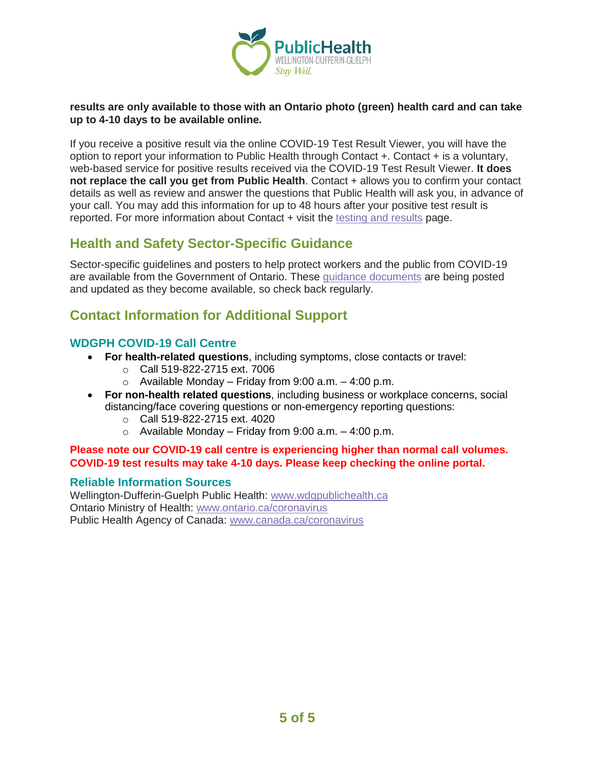**results are only available to those with an Ontario photo (green) health card and can take up to 4-10 days to be available online.**

If you receive a positive result via the online COVID-19 Test Result Viewer, you will have the option to report your information to Public Health through Contact +. Contact + is a voluntary, web-based service for positive results received via the COVID-19 Test Result Viewer. **It does not replace the call you get from Public Health**. Contact + allows you to confirm your contact details as well as review and answer the questions that Public Health will ask you, in advance of your call. You may add this information for up to 48 hours after your positive test result is reported. For more information about Contact + visit the testing and results page.

## Health and Safety Sector-Specific Guidance

Sector-specific guidelines and posters to help protect workers and the public from COVID-19 are available from the Government of Ontario. These guidance documents are being posted and updated as they become available, so check back regularly.

## Contact Information for Additional Support

### WDGPH COVID-19 Call Centre

- **For health-related questions**, including symptoms, close contacts or travel:
  - Call 519-822-2715 ext. 7006
  - Available Monday – Friday from 9:00 a.m. – 4:00 p.m.
- **For non-health related questions**, including business or workplace concerns, social distancing/face covering questions or non-emergency reporting questions:
  - Call 519-822-2715 ext. 4020
  - Available Monday – Friday from 9:00 a.m. – 4:00 p.m.

**Please note our COVID-19 call centre is experiencing higher than normal call volumes. COVID-19 test results may take 4-10 days. Please keep checking the online portal.**

### Reliable Information Sources

Wellington-Dufferin-Guelph Public Health: www.wdgpublichealth.ca
Ontario Ministry of Health: www.ontario.ca/coronavirus
Public Health Agency of Canada: www.canada.ca/coronavirus